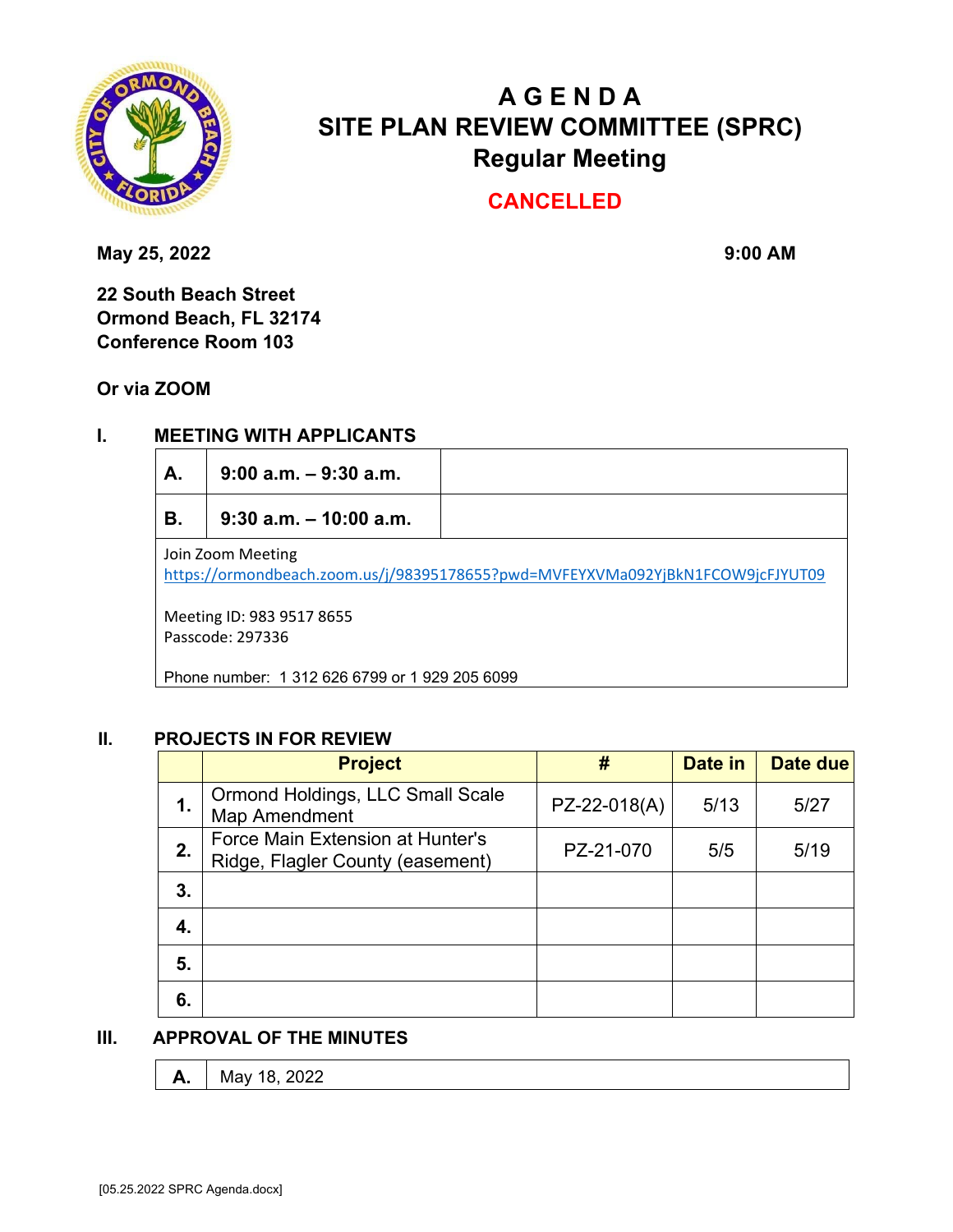# A G E N D A
# SITE PLAN REVIEW COMMITTEE (SPRC)
## Regular Meeting

**CANCELLED**

**May 25, 2022** **9:00 AM**

**22 South Beach Street**
**Ormond Beach, FL 32174**
**Conference Room 103**

**Or via ZOOM**

## I. MEETING WITH APPLICANTS

| | | |
|---|---|---|
| **A.** | **9:00 a.m. – 9:30 a.m.** | |
| **B.** | **9:30 a.m. – 10:00 a.m.** | |

Join Zoom Meeting
https://ormondbeach.zoom.us/j/98395178655?pwd=MVFEYXVMa092YjBkN1FCOW9jcFJYUT09

Meeting ID: 983 9517 8655
Passcode: 297336

Phone number: 1 312 626 6799 or 1 929 205 6099

## II. PROJECTS IN FOR REVIEW

| | Project | # | Date in | Date due |
|---|---|---|---|---|
| **1.** | Ormond Holdings, LLC Small Scale Map Amendment | PZ-22-018(A) | 5/13 | 5/27 |
| **2.** | Force Main Extension at Hunter's Ridge, Flagler County (easement) | PZ-21-070 | 5/5 | 5/19 |
| **3.** | | | | |
| **4.** | | | | |
| **5.** | | | | |
| **6.** | | | | |

## III. APPROVAL OF THE MINUTES

| | |
|---|---|
| **A.** | May 18, 2022 |

[05.25.2022 SPRC Agenda.docx]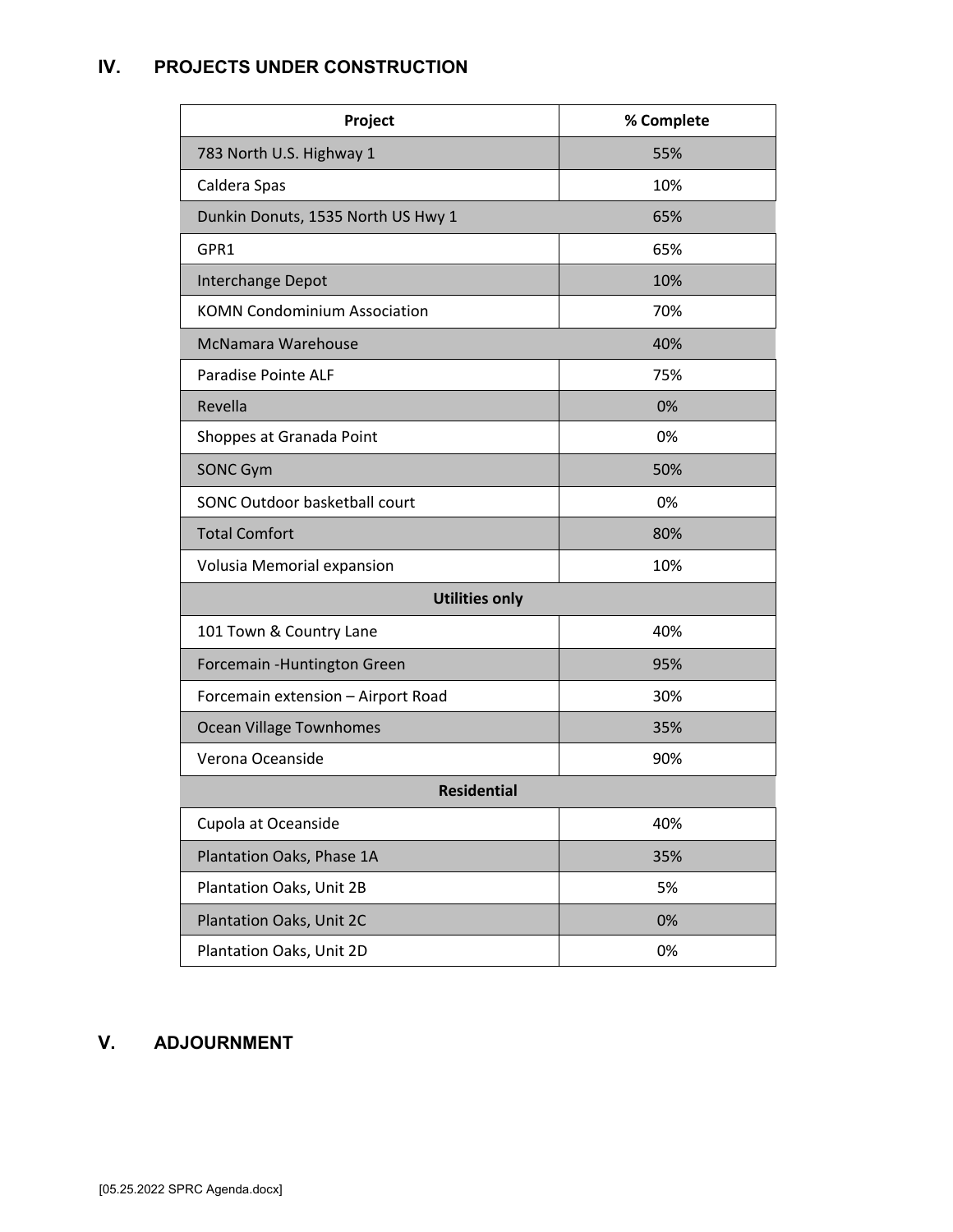## IV. PROJECTS UNDER CONSTRUCTION

| Project | % Complete |
|---|---|
| 783 North U.S. Highway 1 | 55% |
| Caldera Spas | 10% |
| Dunkin Donuts, 1535 North US Hwy 1 | 65% |
| GPR1 | 65% |
| Interchange Depot | 10% |
| KOMN Condominium Association | 70% |
| McNamara Warehouse | 40% |
| Paradise Pointe ALF | 75% |
| Revella | 0% |
| Shoppes at Granada Point | 0% |
| SONC Gym | 50% |
| SONC Outdoor basketball court | 0% |
| Total Comfort | 80% |
| Volusia Memorial expansion | 10% |
| **Utilities only** | |
| 101 Town & Country Lane | 40% |
| Forcemain -Huntington Green | 95% |
| Forcemain extension – Airport Road | 30% |
| Ocean Village Townhomes | 35% |
| Verona Oceanside | 90% |
| **Residential** | |
| Cupola at Oceanside | 40% |
| Plantation Oaks, Phase 1A | 35% |
| Plantation Oaks, Unit 2B | 5% |
| Plantation Oaks, Unit 2C | 0% |
| Plantation Oaks, Unit 2D | 0% |

## V. ADJOURNMENT

[05.25.2022 SPRC Agenda.docx]